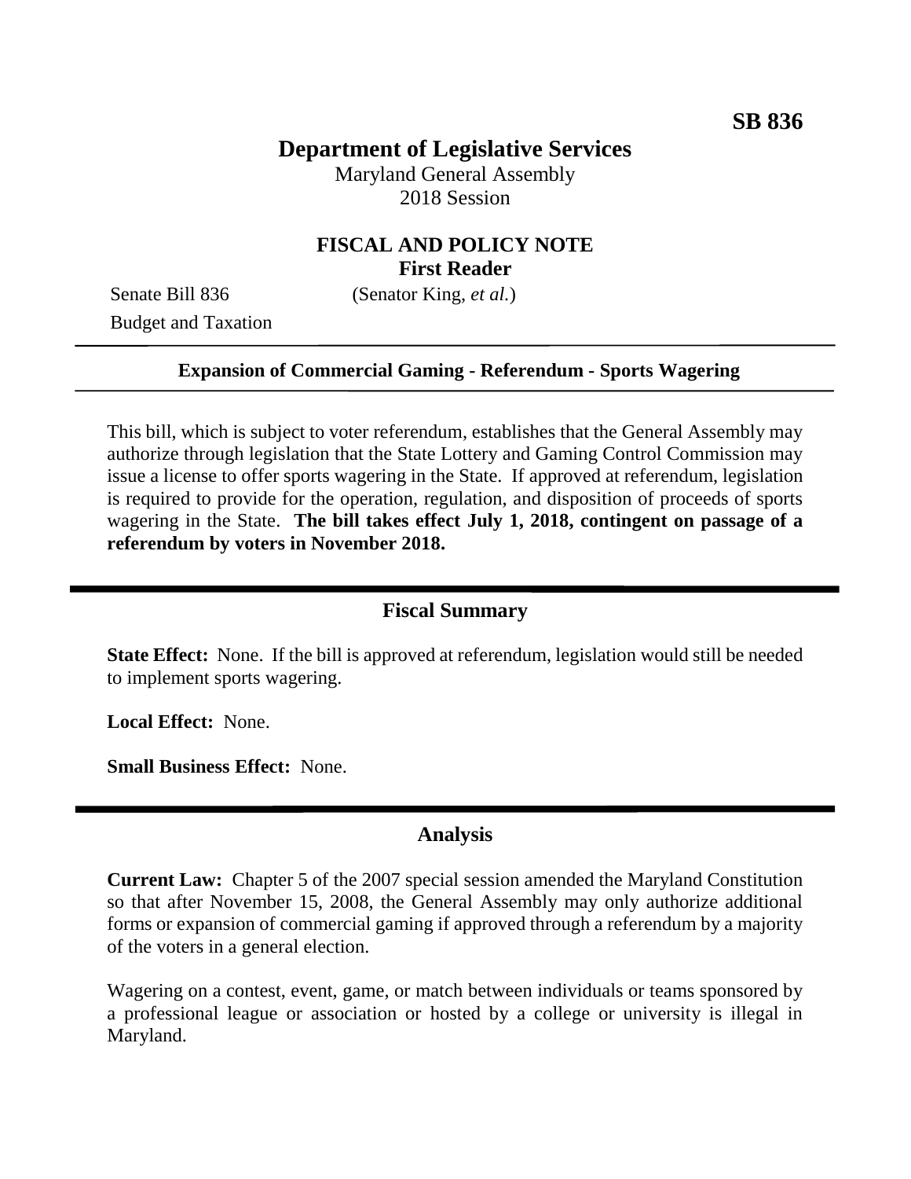**SB 836**

# Department of Legislative Services

Maryland General Assembly
2018 Session

## FISCAL AND POLICY NOTE
**First Reader**

Senate Bill 836 (Senator King, *et al.*)
Budget and Taxation

**Expansion of Commercial Gaming - Referendum - Sports Wagering**

This bill, which is subject to voter referendum, establishes that the General Assembly may authorize through legislation that the State Lottery and Gaming Control Commission may issue a license to offer sports wagering in the State. If approved at referendum, legislation is required to provide for the operation, regulation, and disposition of proceeds of sports wagering in the State. **The bill takes effect July 1, 2018, contingent on passage of a referendum by voters in November 2018.**

## Fiscal Summary

**State Effect:** None. If the bill is approved at referendum, legislation would still be needed to implement sports wagering.

**Local Effect:** None.

**Small Business Effect:** None.

## Analysis

**Current Law:** Chapter 5 of the 2007 special session amended the Maryland Constitution so that after November 15, 2008, the General Assembly may only authorize additional forms or expansion of commercial gaming if approved through a referendum by a majority of the voters in a general election.

Wagering on a contest, event, game, or match between individuals or teams sponsored by a professional league or association or hosted by a college or university is illegal in Maryland.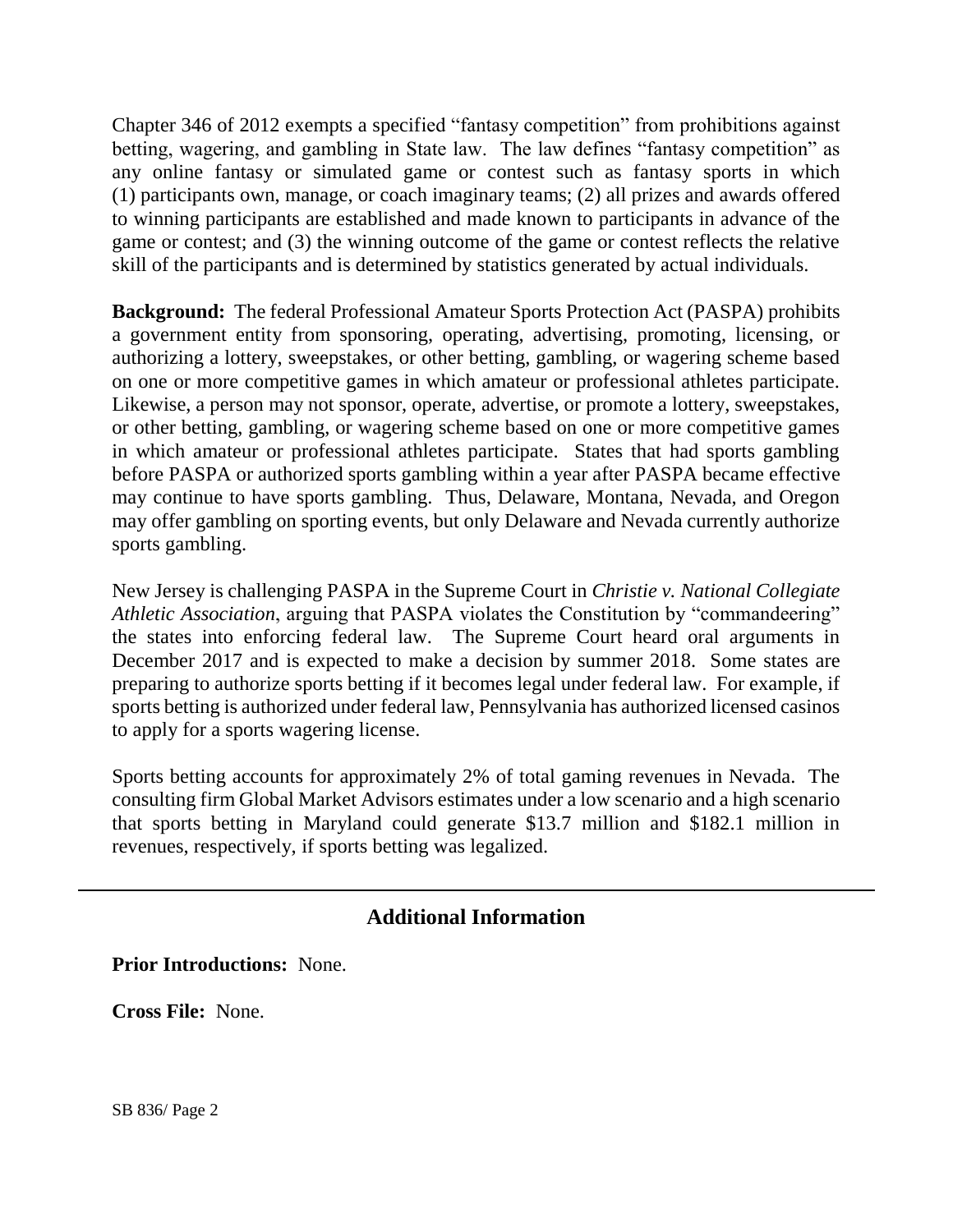Chapter 346 of 2012 exempts a specified "fantasy competition" from prohibitions against betting, wagering, and gambling in State law. The law defines "fantasy competition" as any online fantasy or simulated game or contest such as fantasy sports in which (1) participants own, manage, or coach imaginary teams; (2) all prizes and awards offered to winning participants are established and made known to participants in advance of the game or contest; and (3) the winning outcome of the game or contest reflects the relative skill of the participants and is determined by statistics generated by actual individuals.

**Background:** The federal Professional Amateur Sports Protection Act (PASPA) prohibits a government entity from sponsoring, operating, advertising, promoting, licensing, or authorizing a lottery, sweepstakes, or other betting, gambling, or wagering scheme based on one or more competitive games in which amateur or professional athletes participate. Likewise, a person may not sponsor, operate, advertise, or promote a lottery, sweepstakes, or other betting, gambling, or wagering scheme based on one or more competitive games in which amateur or professional athletes participate. States that had sports gambling before PASPA or authorized sports gambling within a year after PASPA became effective may continue to have sports gambling. Thus, Delaware, Montana, Nevada, and Oregon may offer gambling on sporting events, but only Delaware and Nevada currently authorize sports gambling.

New Jersey is challenging PASPA in the Supreme Court in *Christie v. National Collegiate Athletic Association*, arguing that PASPA violates the Constitution by "commandeering" the states into enforcing federal law. The Supreme Court heard oral arguments in December 2017 and is expected to make a decision by summer 2018. Some states are preparing to authorize sports betting if it becomes legal under federal law. For example, if sports betting is authorized under federal law, Pennsylvania has authorized licensed casinos to apply for a sports wagering license.

Sports betting accounts for approximately 2% of total gaming revenues in Nevada. The consulting firm Global Market Advisors estimates under a low scenario and a high scenario that sports betting in Maryland could generate $13.7 million and $182.1 million in revenues, respectively, if sports betting was legalized.

---

## Additional Information

**Prior Introductions:** None.

**Cross File:** None.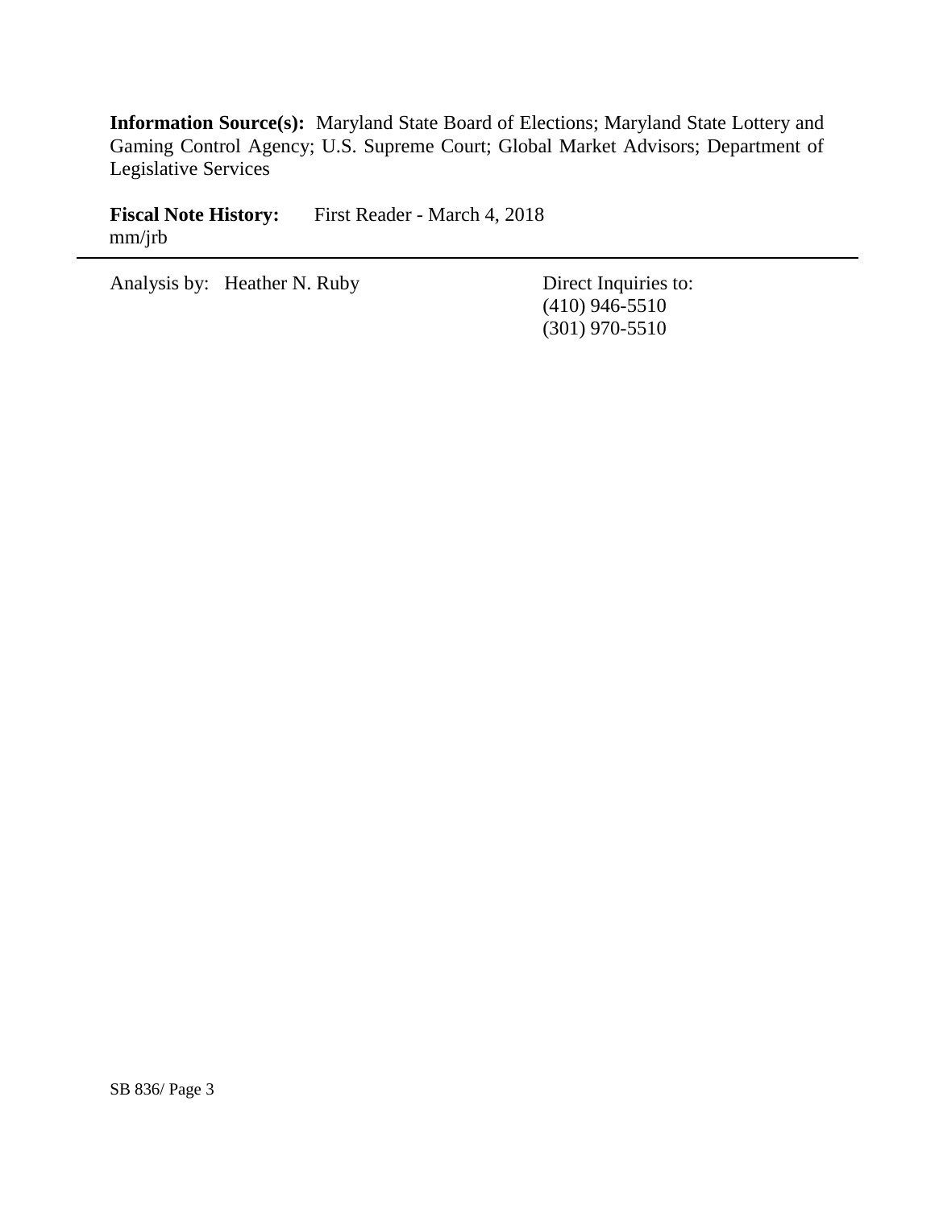**Information Source(s):** Maryland State Board of Elections; Maryland State Lottery and Gaming Control Agency; U.S. Supreme Court; Global Market Advisors; Department of Legislative Services

**Fiscal Note History:** First Reader - March 4, 2018
mm/jrb

---

Analysis by: Heather N. Ruby

Direct Inquiries to:
(410) 946-5510
(301) 970-5510